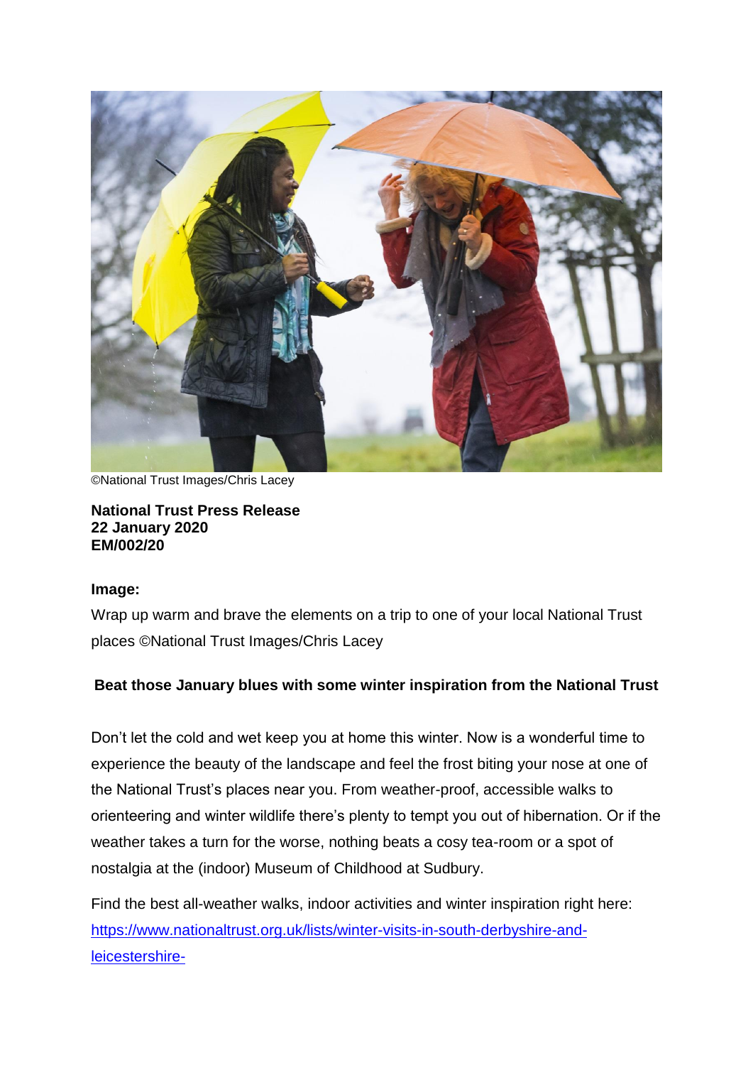©National Trust Images/Chris Lacey

**National Trust Press Release**
**22 January 2020**
**EM/002/20**

**Image:**

Wrap up warm and brave the elements on a trip to one of your local National Trust places ©National Trust Images/Chris Lacey

**Beat those January blues with some winter inspiration from the National Trust**

Don't let the cold and wet keep you at home this winter. Now is a wonderful time to experience the beauty of the landscape and feel the frost biting your nose at one of the National Trust's places near you. From weather-proof, accessible walks to orienteering and winter wildlife there's plenty to tempt you out of hibernation. Or if the weather takes a turn for the worse, nothing beats a cosy tea-room or a spot of nostalgia at the (indoor) Museum of Childhood at Sudbury.

Find the best all-weather walks, indoor activities and winter inspiration right here: https://www.nationaltrust.org.uk/lists/winter-visits-in-south-derbyshire-and-leicestershire-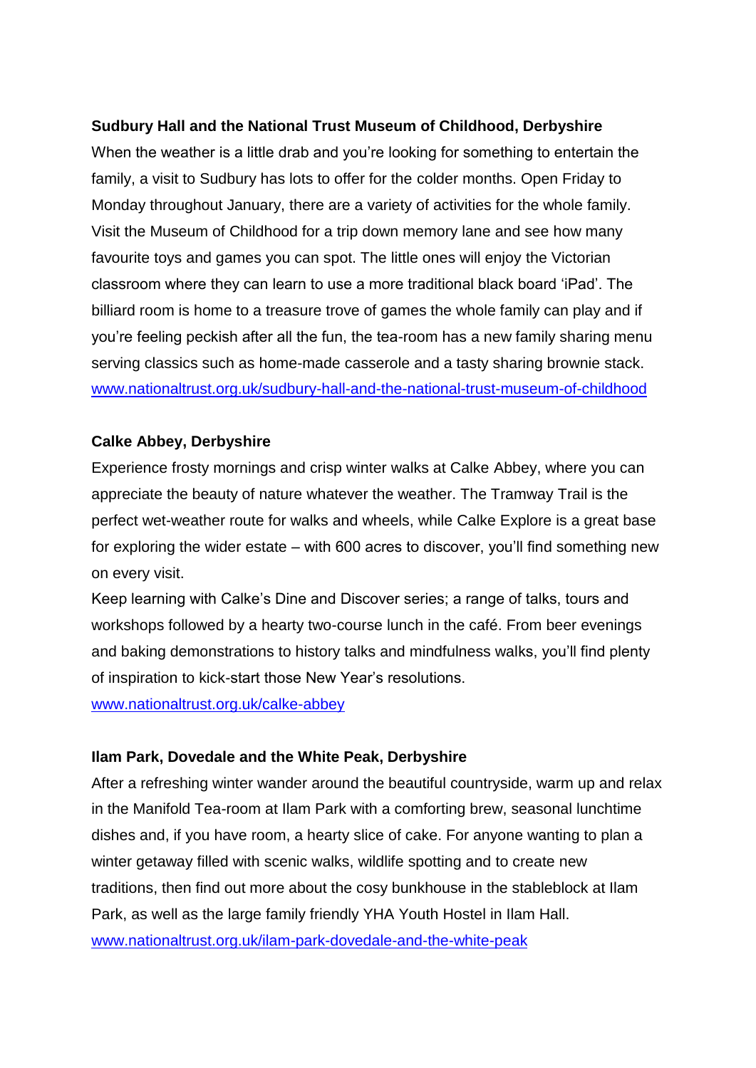**Sudbury Hall and the National Trust Museum of Childhood, Derbyshire**

When the weather is a little drab and you're looking for something to entertain the family, a visit to Sudbury has lots to offer for the colder months. Open Friday to Monday throughout January, there are a variety of activities for the whole family. Visit the Museum of Childhood for a trip down memory lane and see how many favourite toys and games you can spot. The little ones will enjoy the Victorian classroom where they can learn to use a more traditional black board 'iPad'. The billiard room is home to a treasure trove of games the whole family can play and if you're feeling peckish after all the fun, the tea-room has a new family sharing menu serving classics such as home-made casserole and a tasty sharing brownie stack.
[www.nationaltrust.org.uk/sudbury-hall-and-the-national-trust-museum-of-childhood](http://www.nationaltrust.org.uk/sudbury-hall-and-the-national-trust-museum-of-childhood)

**Calke Abbey, Derbyshire**

Experience frosty mornings and crisp winter walks at Calke Abbey, where you can appreciate the beauty of nature whatever the weather. The Tramway Trail is the perfect wet-weather route for walks and wheels, while Calke Explore is a great base for exploring the wider estate – with 600 acres to discover, you'll find something new on every visit.

Keep learning with Calke's Dine and Discover series; a range of talks, tours and workshops followed by a hearty two-course lunch in the café. From beer evenings and baking demonstrations to history talks and mindfulness walks, you'll find plenty of inspiration to kick-start those New Year's resolutions.
[www.nationaltrust.org.uk/calke-abbey](http://www.nationaltrust.org.uk/calke-abbey)

**Ilam Park, Dovedale and the White Peak, Derbyshire**

After a refreshing winter wander around the beautiful countryside, warm up and relax in the Manifold Tea-room at Ilam Park with a comforting brew, seasonal lunchtime dishes and, if you have room, a hearty slice of cake. For anyone wanting to plan a winter getaway filled with scenic walks, wildlife spotting and to create new traditions, then find out more about the cosy bunkhouse in the stableblock at Ilam Park, as well as the large family friendly YHA Youth Hostel in Ilam Hall.
[www.nationaltrust.org.uk/ilam-park-dovedale-and-the-white-peak](http://www.nationaltrust.org.uk/ilam-park-dovedale-and-the-white-peak)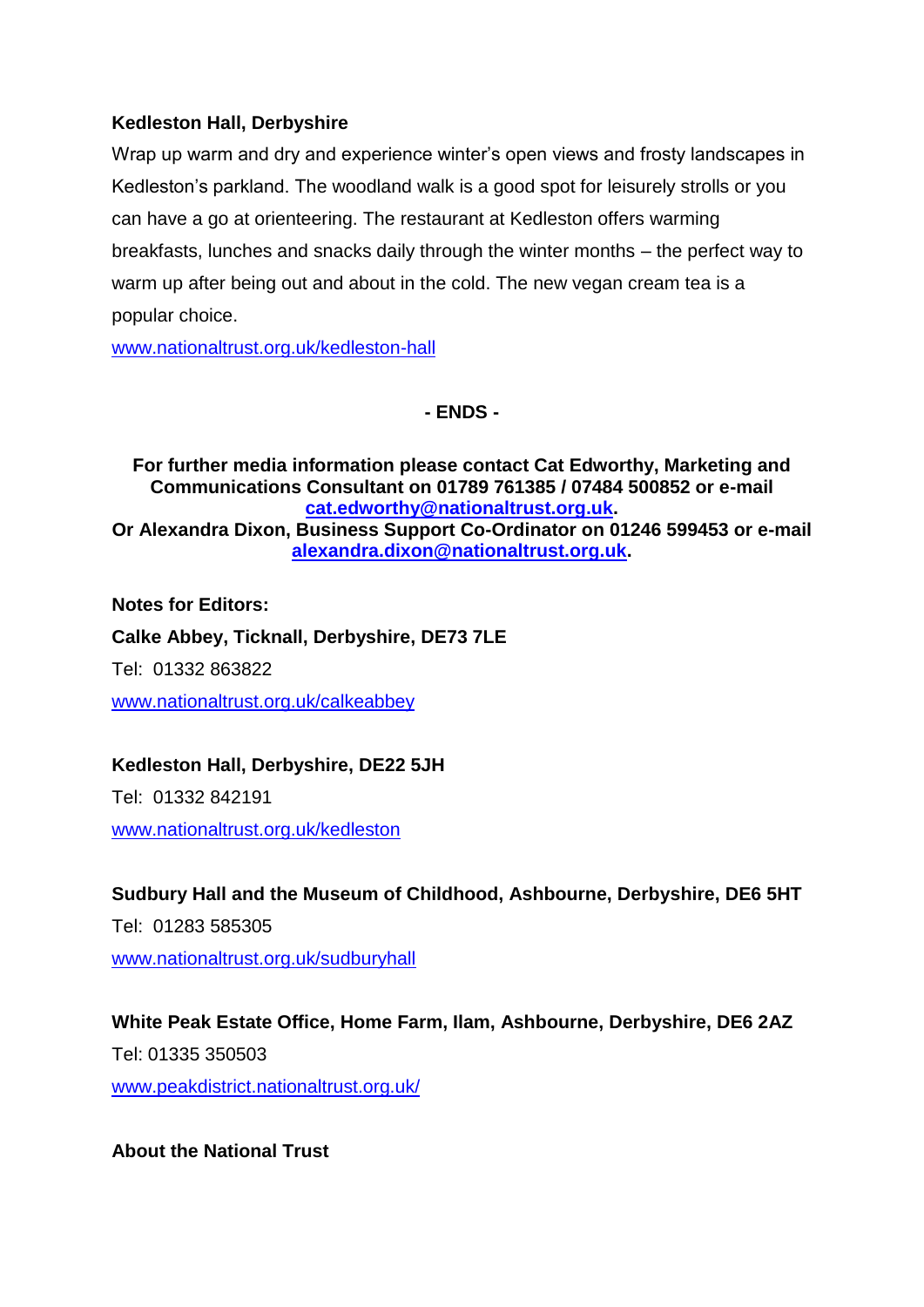**Kedleston Hall, Derbyshire**

Wrap up warm and dry and experience winter's open views and frosty landscapes in Kedleston's parkland. The woodland walk is a good spot for leisurely strolls or you can have a go at orienteering. The restaurant at Kedleston offers warming breakfasts, lunches and snacks daily through the winter months – the perfect way to warm up after being out and about in the cold. The new vegan cream tea is a popular choice.

www.nationaltrust.org.uk/kedleston-hall

**- ENDS -**

**For further media information please contact Cat Edworthy, Marketing and Communications Consultant on 01789 761385 / 07484 500852 or e-mail cat.edworthy@nationaltrust.org.uk.**
**Or Alexandra Dixon, Business Support Co-Ordinator on 01246 599453 or e-mail alexandra.dixon@nationaltrust.org.uk.**

**Notes for Editors:**

**Calke Abbey, Ticknall, Derbyshire, DE73 7LE**

Tel: 01332 863822

www.nationaltrust.org.uk/calkeabbey

**Kedleston Hall, Derbyshire, DE22 5JH**

Tel: 01332 842191

www.nationaltrust.org.uk/kedleston

**Sudbury Hall and the Museum of Childhood, Ashbourne, Derbyshire, DE6 5HT**

Tel: 01283 585305

www.nationaltrust.org.uk/sudburyhall

**White Peak Estate Office, Home Farm, Ilam, Ashbourne, Derbyshire, DE6 2AZ**

Tel: 01335 350503

www.peakdistrict.nationaltrust.org.uk/

**About the National Trust**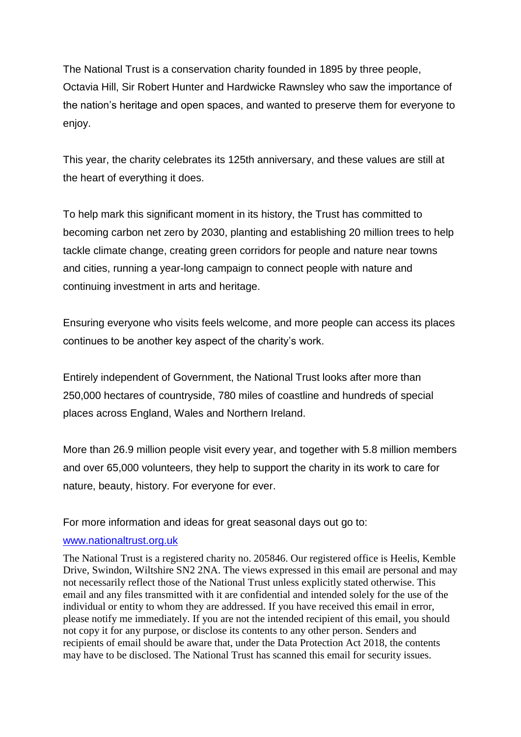The National Trust is a conservation charity founded in 1895 by three people, Octavia Hill, Sir Robert Hunter and Hardwicke Rawnsley who saw the importance of the nation's heritage and open spaces, and wanted to preserve them for everyone to enjoy.

This year, the charity celebrates its 125th anniversary, and these values are still at the heart of everything it does.

To help mark this significant moment in its history, the Trust has committed to becoming carbon net zero by 2030, planting and establishing 20 million trees to help tackle climate change, creating green corridors for people and nature near towns and cities, running a year-long campaign to connect people with nature and continuing investment in arts and heritage.

Ensuring everyone who visits feels welcome, and more people can access its places continues to be another key aspect of the charity's work.

Entirely independent of Government, the National Trust looks after more than 250,000 hectares of countryside, 780 miles of coastline and hundreds of special places across England, Wales and Northern Ireland.

More than 26.9 million people visit every year, and together with 5.8 million members and over 65,000 volunteers, they help to support the charity in its work to care for nature, beauty, history. For everyone for ever.

For more information and ideas for great seasonal days out go to:

[www.nationaltrust.org.uk](http://www.nationaltrust.org.uk)

The National Trust is a registered charity no. 205846. Our registered office is Heelis, Kemble Drive, Swindon, Wiltshire SN2 2NA. The views expressed in this email are personal and may not necessarily reflect those of the National Trust unless explicitly stated otherwise. This email and any files transmitted with it are confidential and intended solely for the use of the individual or entity to whom they are addressed. If you have received this email in error, please notify me immediately. If you are not the intended recipient of this email, you should not copy it for any purpose, or disclose its contents to any other person. Senders and recipients of email should be aware that, under the Data Protection Act 2018, the contents may have to be disclosed. The National Trust has scanned this email for security issues.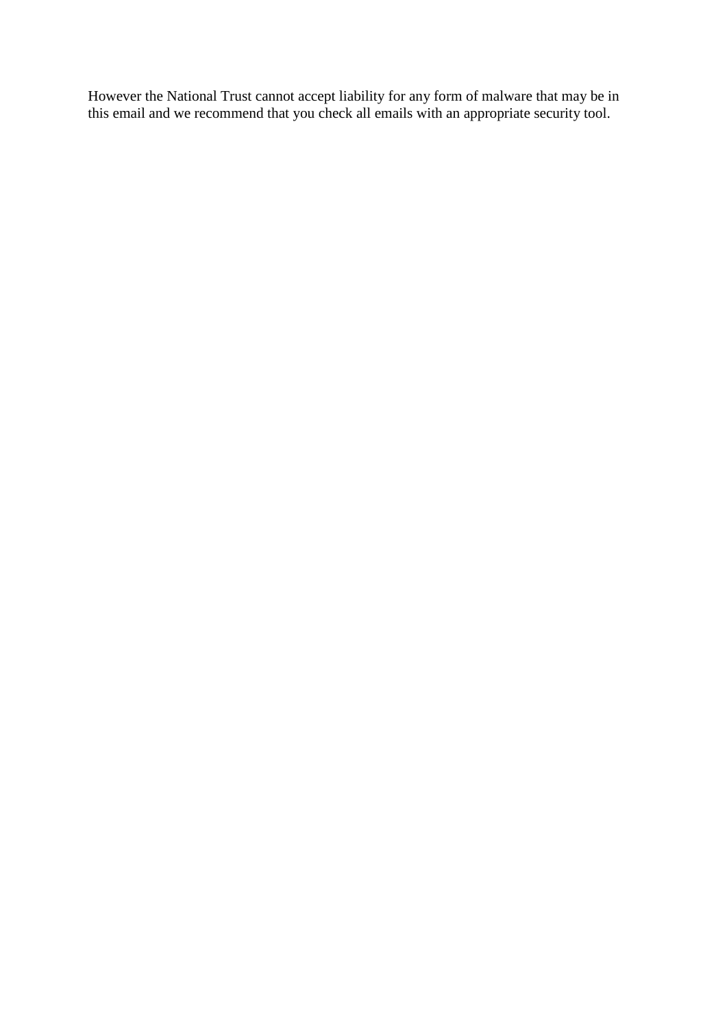However the National Trust cannot accept liability for any form of malware that may be in this email and we recommend that you check all emails with an appropriate security tool.